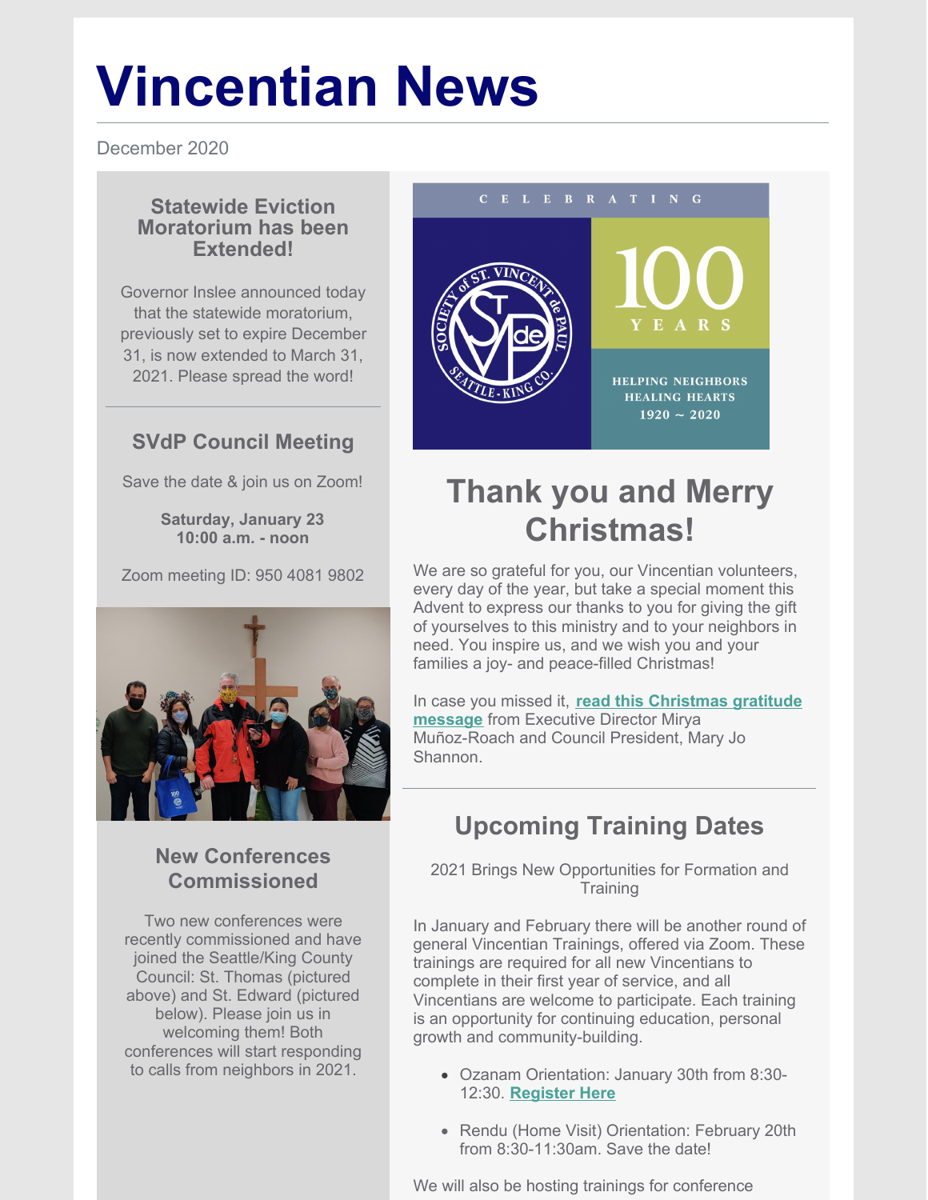# Vincentian News

December 2020

### Statewide Eviction Moratorium has been Extended!

Governor Inslee announced today that the statewide moratorium, previously set to expire December 31, is now extended to March 31, 2021. Please spread the word!

### SVdP Council Meeting

Save the date & join us on Zoom!

**Saturday, January 23**
**10:00 a.m. - noon**

Zoom meeting ID: 950 4081 9802

### New Conferences Commissioned

Two new conferences were recently commissioned and have joined the Seattle/King County Council: St. Thomas (pictured above) and St. Edward (pictured below). Please join us in welcoming them! Both conferences will start responding to calls from neighbors in 2021.

CELEBRATING 100 YEARS

SOCIETY of ST. VINCENT de PAUL SEATTLE-KING CO.

HELPING NEIGHBORS HEALING HEARTS 1920 ~ 2020

## Thank you and Merry Christmas!

We are so grateful for you, our Vincentian volunteers, every day of the year, but take a special moment this Advent to express our thanks to you for giving the gift of yourselves to this ministry and to your neighbors in need. You inspire us, and we wish you and your families a joy- and peace-filled Christmas!

In case you missed it, **read this Christmas gratitude message** from Executive Director Mirya Muñoz-Roach and Council President, Mary Jo Shannon.

## Upcoming Training Dates

2021 Brings New Opportunities for Formation and Training

In January and February there will be another round of general Vincentian Trainings, offered via Zoom. These trainings are required for all new Vincentians to complete in their first year of service, and all Vincentians are welcome to participate. Each training is an opportunity for continuing education, personal growth and community-building.

- Ozanam Orientation: January 30th from 8:30-12:30. **Register Here**
- Rendu (Home Visit) Orientation: February 20th from 8:30-11:30am. Save the date!

We will also be hosting trainings for conference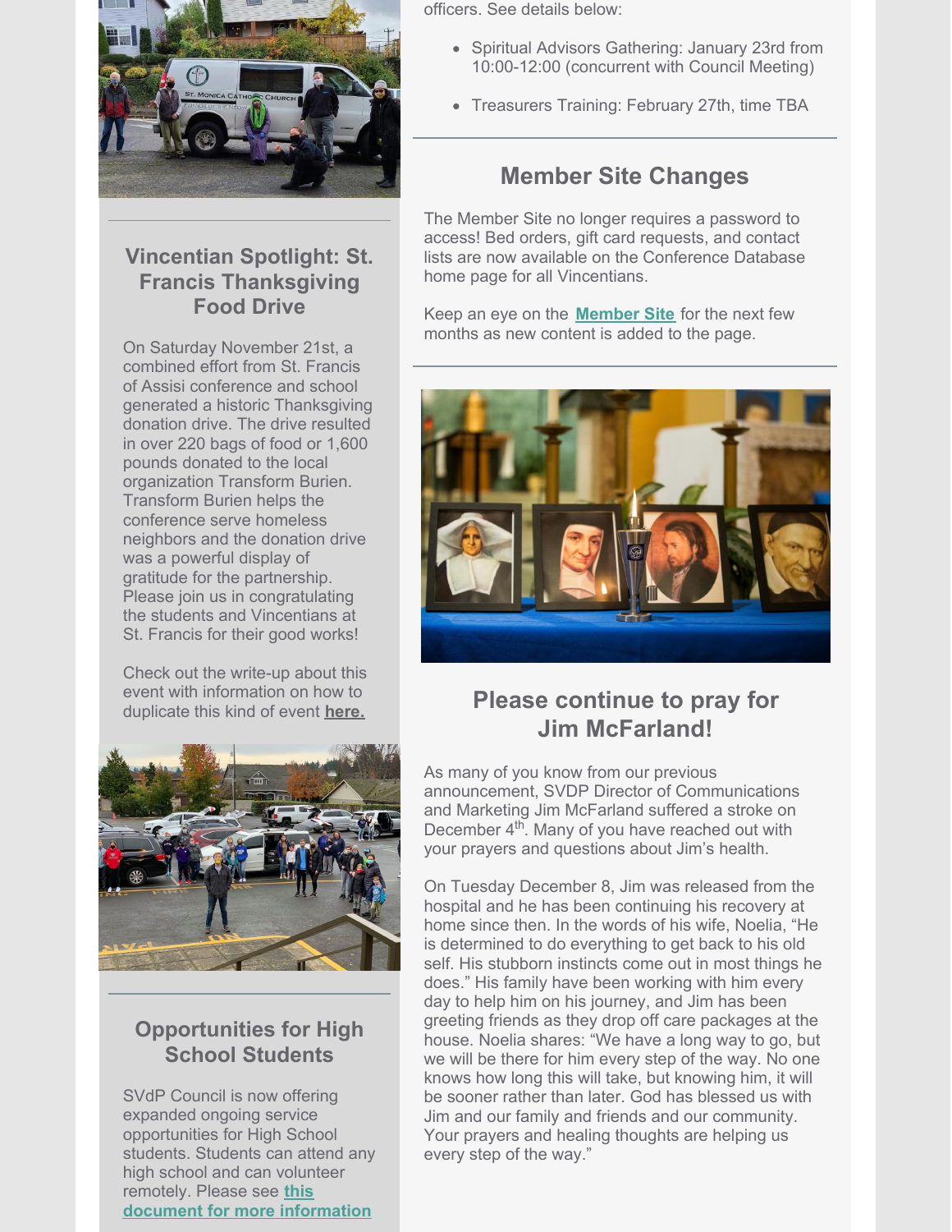## Vincentian Spotlight: St. Francis Thanksgiving Food Drive

On Saturday November 21st, a combined effort from St. Francis of Assisi conference and school generated a historic Thanksgiving donation drive. The drive resulted in over 220 bags of food or 1,600 pounds donated to the local organization Transform Burien. Transform Burien helps the conference serve homeless neighbors and the donation drive was a powerful display of gratitude for the partnership. Please join us in congratulating the students and Vincentians at St. Francis for their good works!

Check out the write-up about this event with information on how to duplicate this kind of event **here.**

## Opportunities for High School Students

SVdP Council is now offering expanded ongoing service opportunities for High School students. Students can attend any high school and can volunteer remotely. Please see **this document for more information**

officers. See details below:

- Spiritual Advisors Gathering: January 23rd from 10:00-12:00 (concurrent with Council Meeting)
- Treasurers Training: February 27th, time TBA

## Member Site Changes

The Member Site no longer requires a password to access! Bed orders, gift card requests, and contact lists are now available on the Conference Database home page for all Vincentians.

Keep an eye on the **Member Site** for the next few months as new content is added to the page.

## Please continue to pray for Jim McFarland!

As many of you know from our previous announcement, SVDP Director of Communications and Marketing Jim McFarland suffered a stroke on December 4th. Many of you have reached out with your prayers and questions about Jim's health.

On Tuesday December 8, Jim was released from the hospital and he has been continuing his recovery at home since then. In the words of his wife, Noelia, "He is determined to do everything to get back to his old self. His stubborn instincts come out in most things he does." His family have been working with him every day to help him on his journey, and Jim has been greeting friends as they drop off care packages at the house. Noelia shares: "We have a long way to go, but we will be there for him every step of the way. No one knows how long this will take, but knowing him, it will be sooner rather than later. God has blessed us with Jim and our family and friends and our community. Your prayers and healing thoughts are helping us every step of the way."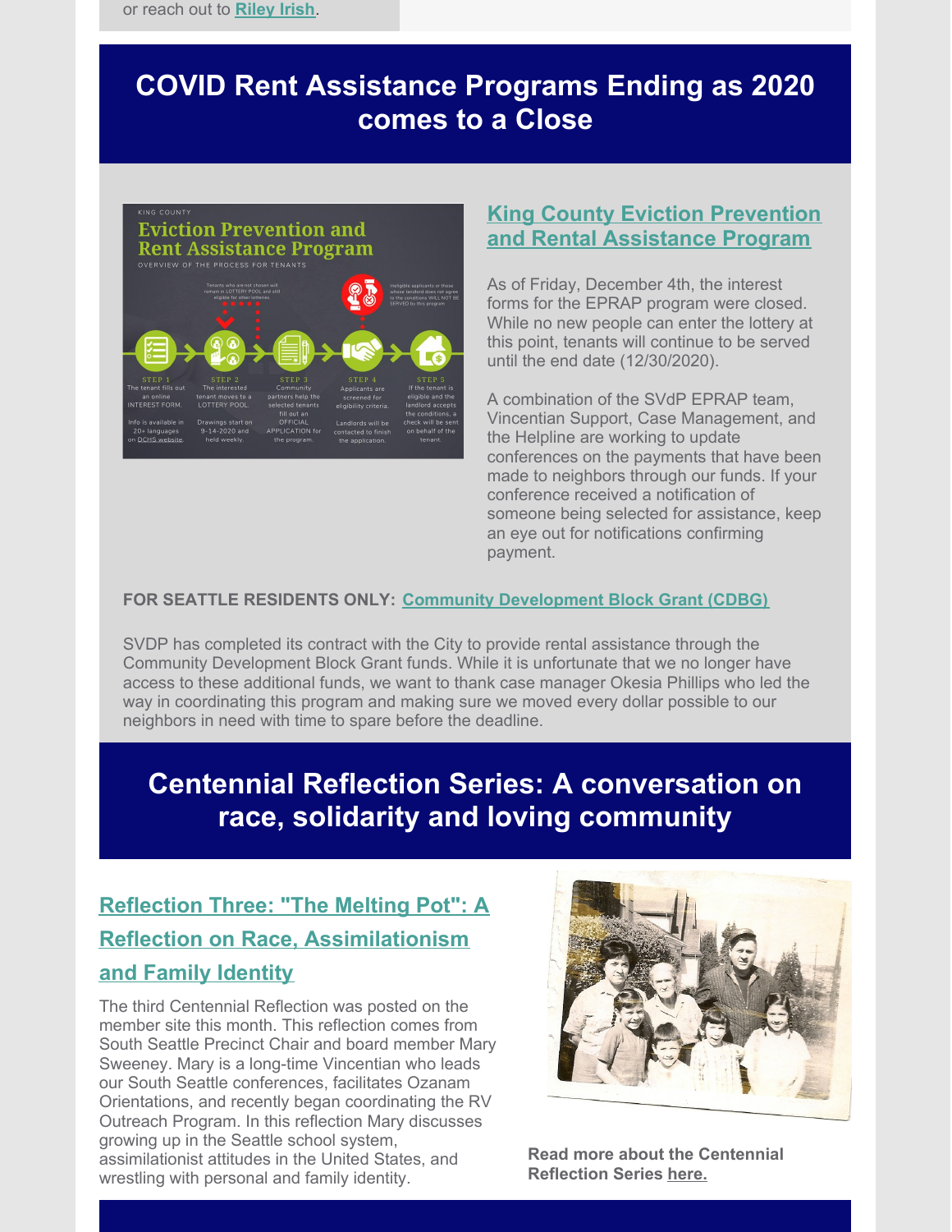or reach out to Riley Irish.

## COVID Rent Assistance Programs Ending as 2020 comes to a Close

### King County Eviction Prevention and Rental Assistance Program

As of Friday, December 4th, the interest forms for the EPRAP program were closed. While no new people can enter the lottery at this point, tenants will continue to be served until the end date (12/30/2020).

A combination of the SVdP EPRAP team, Vincentian Support, Case Management, and the Helpline are working to update conferences on the payments that have been made to neighbors through our funds. If your conference received a notification of someone being selected for assistance, keep an eye out for notifications confirming payment.

**FOR SEATTLE RESIDENTS ONLY:** Community Development Block Grant (CDBG)

SVDP has completed its contract with the City to provide rental assistance through the Community Development Block Grant funds. While it is unfortunate that we no longer have access to these additional funds, we want to thank case manager Okesia Phillips who led the way in coordinating this program and making sure we moved every dollar possible to our neighbors in need with time to spare before the deadline.

## Centennial Reflection Series: A conversation on race, solidarity and loving community

### Reflection Three: "The Melting Pot": A Reflection on Race, Assimilationism and Family Identity

The third Centennial Reflection was posted on the member site this month. This reflection comes from South Seattle Precinct Chair and board member Mary Sweeney. Mary is a long-time Vincentian who leads our South Seattle conferences, facilitates Ozanam Orientations, and recently began coordinating the RV Outreach Program. In this reflection Mary discusses growing up in the Seattle school system, assimilationist attitudes in the United States, and wrestling with personal and family identity.

**Read more about the Centennial Reflection Series here.**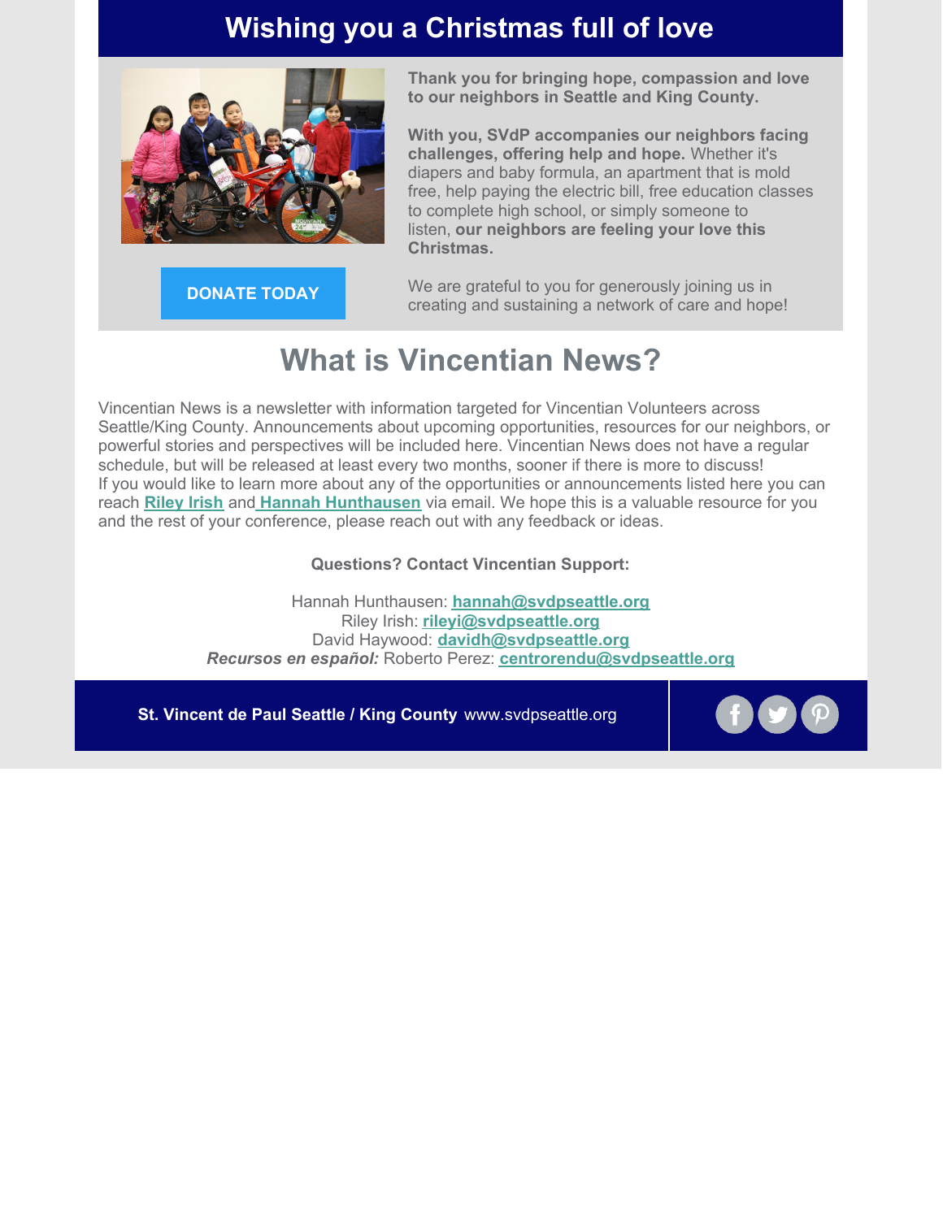## Wishing you a Christmas full of love

**Thank you for bringing hope, compassion and love to our neighbors in Seattle and King County.**

**With you, SVdP accompanies our neighbors facing challenges, offering help and hope.** Whether it's diapers and baby formula, an apartment that is mold free, help paying the electric bill, free education classes to complete high school, or simply someone to listen, **our neighbors are feeling your love this Christmas.**

We are grateful to you for generously joining us in creating and sustaining a network of care and hope!

**DONATE TODAY**

## What is Vincentian News?

Vincentian News is a newsletter with information targeted for Vincentian Volunteers across Seattle/King County. Announcements about upcoming opportunities, resources for our neighbors, or powerful stories and perspectives will be included here. Vincentian News does not have a regular schedule, but will be released at least every two months, sooner if there is more to discuss!
If you would like to learn more about any of the opportunities or announcements listed here you can reach **Riley Irish** and **Hannah Hunthausen** via email. We hope this is a valuable resource for you and the rest of your conference, please reach out with any feedback or ideas.

**Questions? Contact Vincentian Support:**

Hannah Hunthausen: **hannah@svdpseattle.org**
Riley Irish: **rileyi@svdpseattle.org**
David Haywood: **davidh@svdpseattle.org**
***Recursos en español:*** Roberto Perez: **centrorendu@svdpseattle.org**

**St. Vincent de Paul Seattle / King County** www.svdpseattle.org